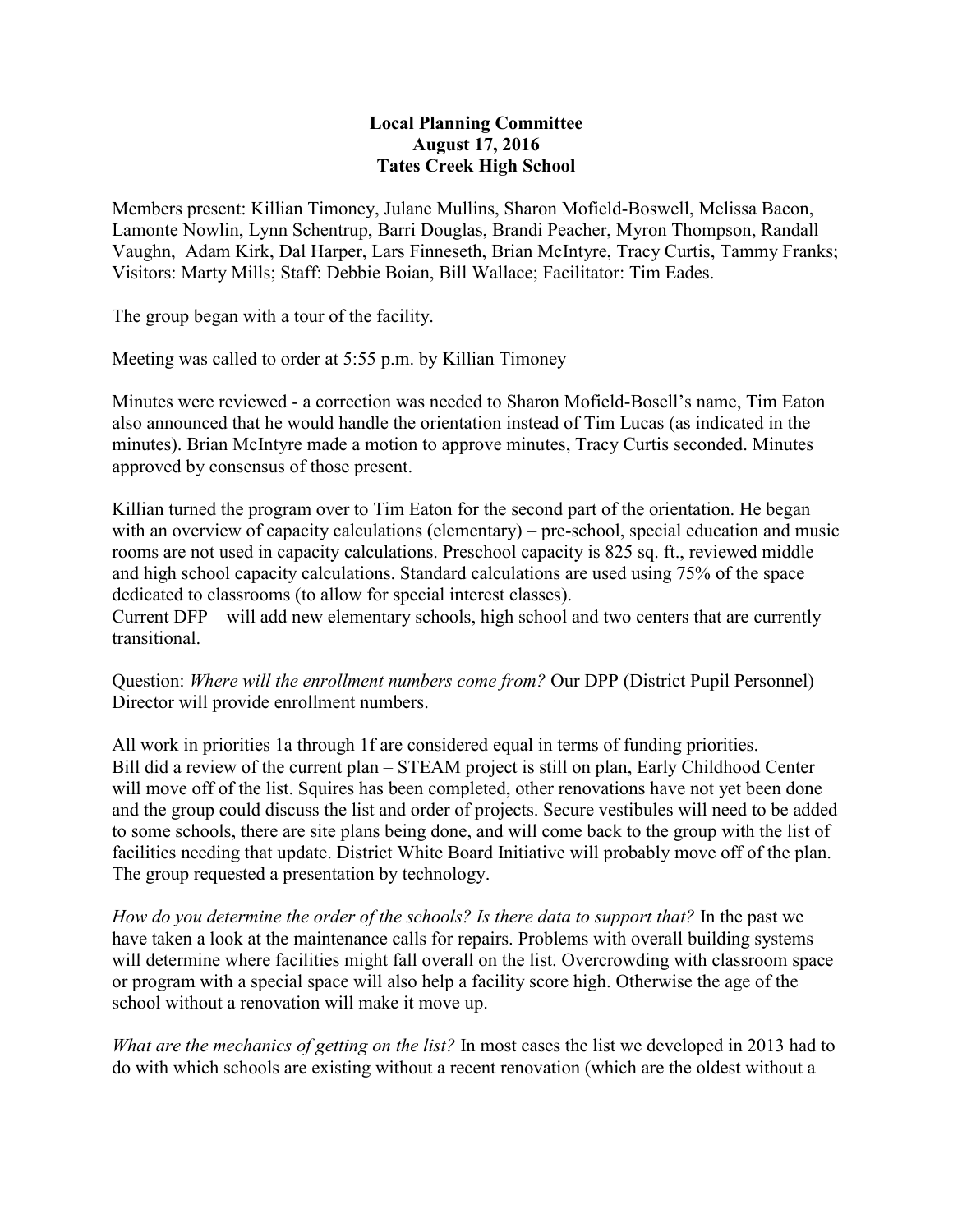**Local Planning Committee**
**August 17, 2016**
**Tates Creek High School**

Members present: Killian Timoney, Julane Mullins, Sharon Mofield-Boswell, Melissa Bacon, Lamonte Nowlin, Lynn Schentrup, Barri Douglas, Brandi Peacher, Myron Thompson, Randall Vaughn, Adam Kirk, Dal Harper, Lars Finneseth, Brian McIntyre, Tracy Curtis, Tammy Franks; Visitors: Marty Mills; Staff: Debbie Boian, Bill Wallace; Facilitator: Tim Eades.

The group began with a tour of the facility.

Meeting was called to order at 5:55 p.m. by Killian Timoney

Minutes were reviewed - a correction was needed to Sharon Mofield-Bosell's name, Tim Eaton also announced that he would handle the orientation instead of Tim Lucas (as indicated in the minutes). Brian McIntyre made a motion to approve minutes, Tracy Curtis seconded. Minutes approved by consensus of those present.

Killian turned the program over to Tim Eaton for the second part of the orientation. He began with an overview of capacity calculations (elementary) – pre-school, special education and music rooms are not used in capacity calculations. Preschool capacity is 825 sq. ft., reviewed middle and high school capacity calculations. Standard calculations are used using 75% of the space dedicated to classrooms (to allow for special interest classes).
Current DFP – will add new elementary schools, high school and two centers that are currently transitional.

Question: *Where will the enrollment numbers come from?* Our DPP (District Pupil Personnel) Director will provide enrollment numbers.

All work in priorities 1a through 1f are considered equal in terms of funding priorities.
Bill did a review of the current plan – STEAM project is still on plan, Early Childhood Center will move off of the list. Squires has been completed, other renovations have not yet been done and the group could discuss the list and order of projects. Secure vestibules will need to be added to some schools, there are site plans being done, and will come back to the group with the list of facilities needing that update. District White Board Initiative will probably move off of the plan. The group requested a presentation by technology.

*How do you determine the order of the schools? Is there data to support that?* In the past we have taken a look at the maintenance calls for repairs. Problems with overall building systems will determine where facilities might fall overall on the list. Overcrowding with classroom space or program with a special space will also help a facility score high. Otherwise the age of the school without a renovation will make it move up.

*What are the mechanics of getting on the list?* In most cases the list we developed in 2013 had to do with which schools are existing without a recent renovation (which are the oldest without a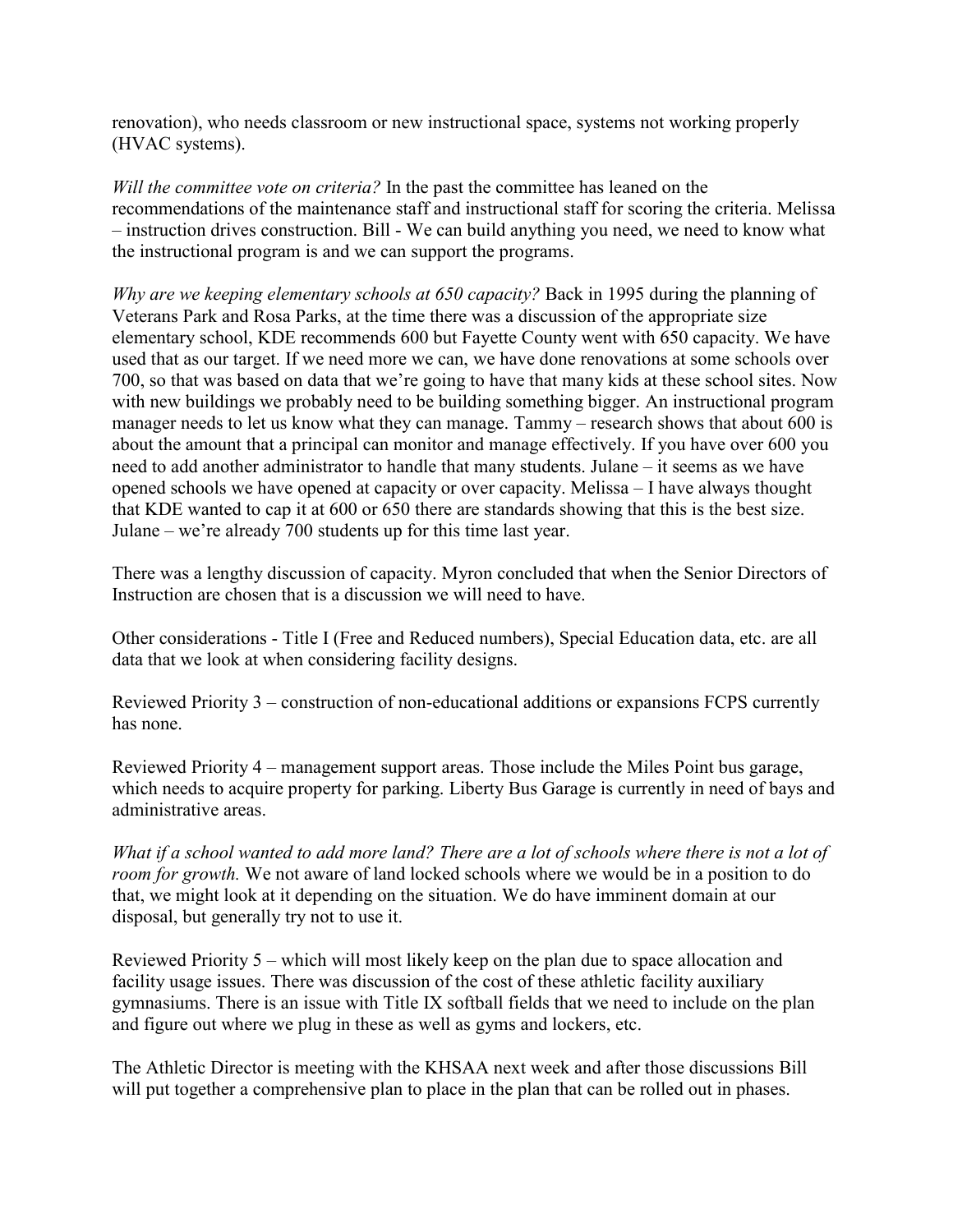renovation), who needs classroom or new instructional space, systems not working properly (HVAC systems).

*Will the committee vote on criteria?* In the past the committee has leaned on the recommendations of the maintenance staff and instructional staff for scoring the criteria. Melissa – instruction drives construction. Bill - We can build anything you need, we need to know what the instructional program is and we can support the programs.

*Why are we keeping elementary schools at 650 capacity?* Back in 1995 during the planning of Veterans Park and Rosa Parks, at the time there was a discussion of the appropriate size elementary school, KDE recommends 600 but Fayette County went with 650 capacity. We have used that as our target. If we need more we can, we have done renovations at some schools over 700, so that was based on data that we're going to have that many kids at these school sites. Now with new buildings we probably need to be building something bigger. An instructional program manager needs to let us know what they can manage. Tammy – research shows that about 600 is about the amount that a principal can monitor and manage effectively. If you have over 600 you need to add another administrator to handle that many students. Julane – it seems as we have opened schools we have opened at capacity or over capacity. Melissa – I have always thought that KDE wanted to cap it at 600 or 650 there are standards showing that this is the best size. Julane – we're already 700 students up for this time last year.

There was a lengthy discussion of capacity. Myron concluded that when the Senior Directors of Instruction are chosen that is a discussion we will need to have.

Other considerations - Title I (Free and Reduced numbers), Special Education data, etc. are all data that we look at when considering facility designs.

Reviewed Priority 3 – construction of non-educational additions or expansions FCPS currently has none.

Reviewed Priority 4 – management support areas. Those include the Miles Point bus garage, which needs to acquire property for parking. Liberty Bus Garage is currently in need of bays and administrative areas.

*What if a school wanted to add more land? There are a lot of schools where there is not a lot of room for growth.* We not aware of land locked schools where we would be in a position to do that, we might look at it depending on the situation. We do have imminent domain at our disposal, but generally try not to use it.

Reviewed Priority 5 – which will most likely keep on the plan due to space allocation and facility usage issues. There was discussion of the cost of these athletic facility auxiliary gymnasiums. There is an issue with Title IX softball fields that we need to include on the plan and figure out where we plug in these as well as gyms and lockers, etc.

The Athletic Director is meeting with the KHSAA next week and after those discussions Bill will put together a comprehensive plan to place in the plan that can be rolled out in phases.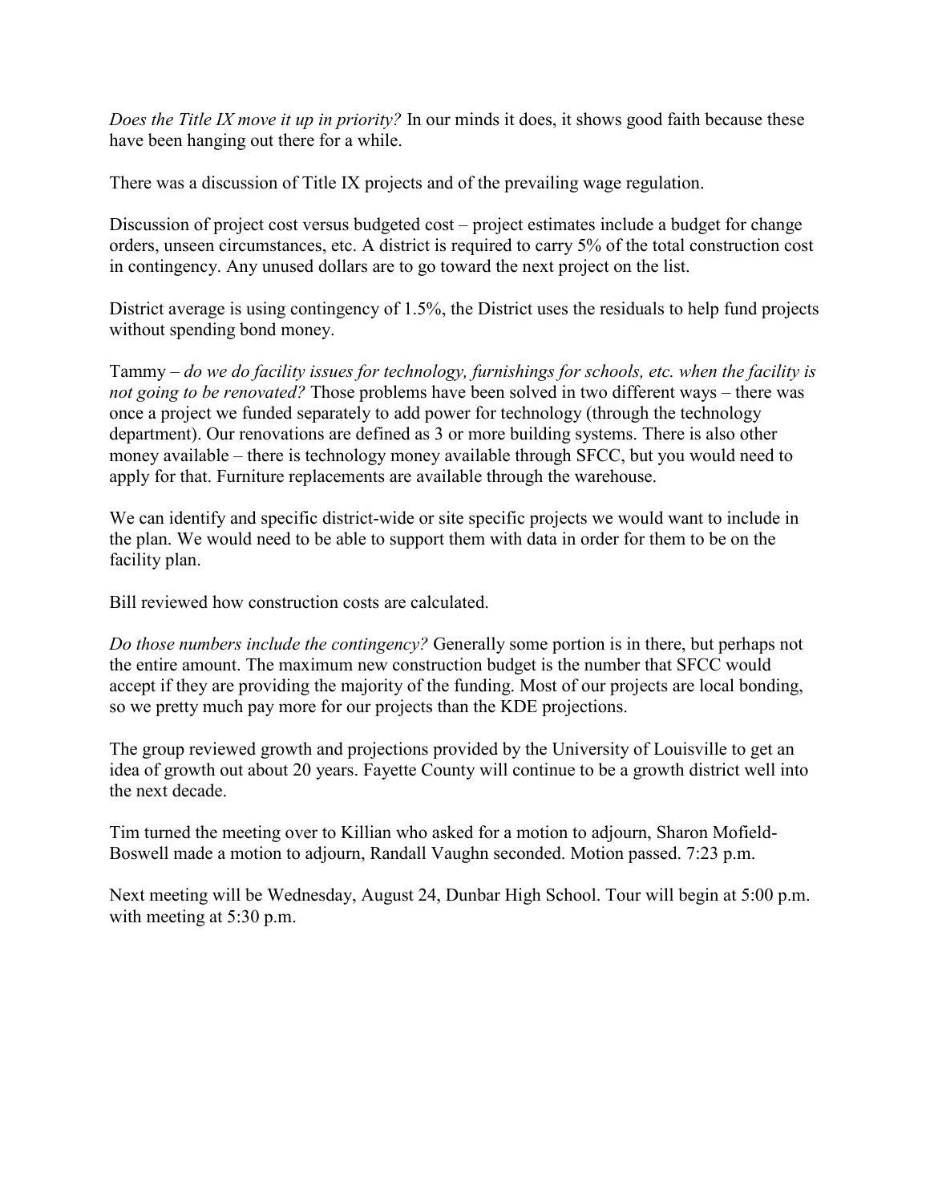*Does the Title IX move it up in priority?* In our minds it does, it shows good faith because these have been hanging out there for a while.

There was a discussion of Title IX projects and of the prevailing wage regulation.

Discussion of project cost versus budgeted cost – project estimates include a budget for change orders, unseen circumstances, etc. A district is required to carry 5% of the total construction cost in contingency. Any unused dollars are to go toward the next project on the list.

District average is using contingency of 1.5%, the District uses the residuals to help fund projects without spending bond money.

Tammy – *do we do facility issues for technology, furnishings for schools, etc. when the facility is not going to be renovated?* Those problems have been solved in two different ways – there was once a project we funded separately to add power for technology (through the technology department). Our renovations are defined as 3 or more building systems. There is also other money available – there is technology money available through SFCC, but you would need to apply for that. Furniture replacements are available through the warehouse.

We can identify and specific district-wide or site specific projects we would want to include in the plan. We would need to be able to support them with data in order for them to be on the facility plan.

Bill reviewed how construction costs are calculated.

*Do those numbers include the contingency?* Generally some portion is in there, but perhaps not the entire amount. The maximum new construction budget is the number that SFCC would accept if they are providing the majority of the funding. Most of our projects are local bonding, so we pretty much pay more for our projects than the KDE projections.

The group reviewed growth and projections provided by the University of Louisville to get an idea of growth out about 20 years. Fayette County will continue to be a growth district well into the next decade.

Tim turned the meeting over to Killian who asked for a motion to adjourn, Sharon Mofield-Boswell made a motion to adjourn, Randall Vaughn seconded. Motion passed. 7:23 p.m.

Next meeting will be Wednesday, August 24, Dunbar High School. Tour will begin at 5:00 p.m. with meeting at 5:30 p.m.